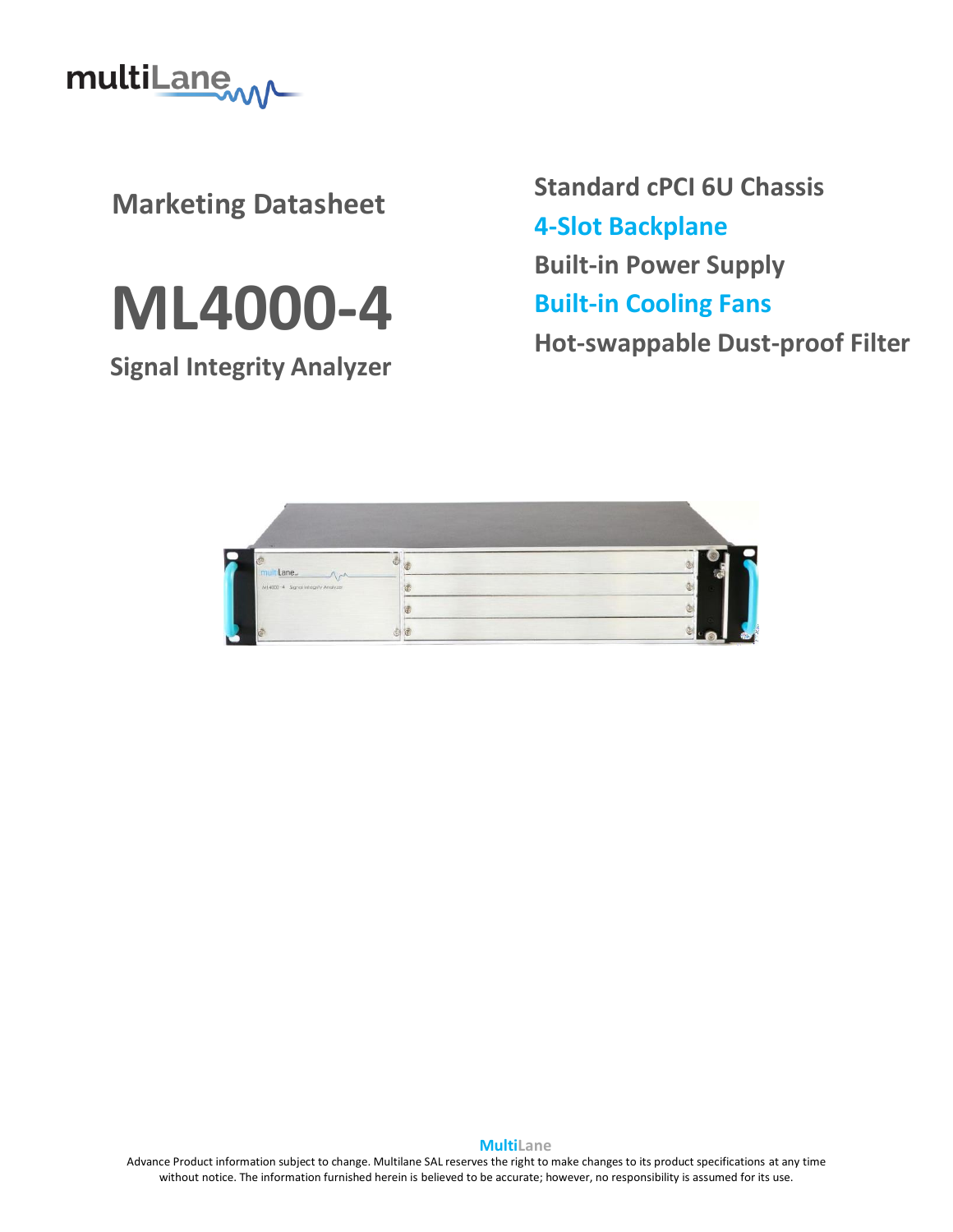Marketing Datasheet

# ML4000-4

## Signal Integrity Analyzer

**Standard cPCI 6U Chassis**

**4-Slot Backplane**

**Built-in Power Supply**

**Built-in Cooling Fans**

**Hot-swappable Dust-proof Filter**

**MultiLane**

Advance Product information subject to change. Multilane SAL reserves the right to make changes to its product specifications at any time without notice. The information furnished herein is believed to be accurate; however, no responsibility is assumed for its use.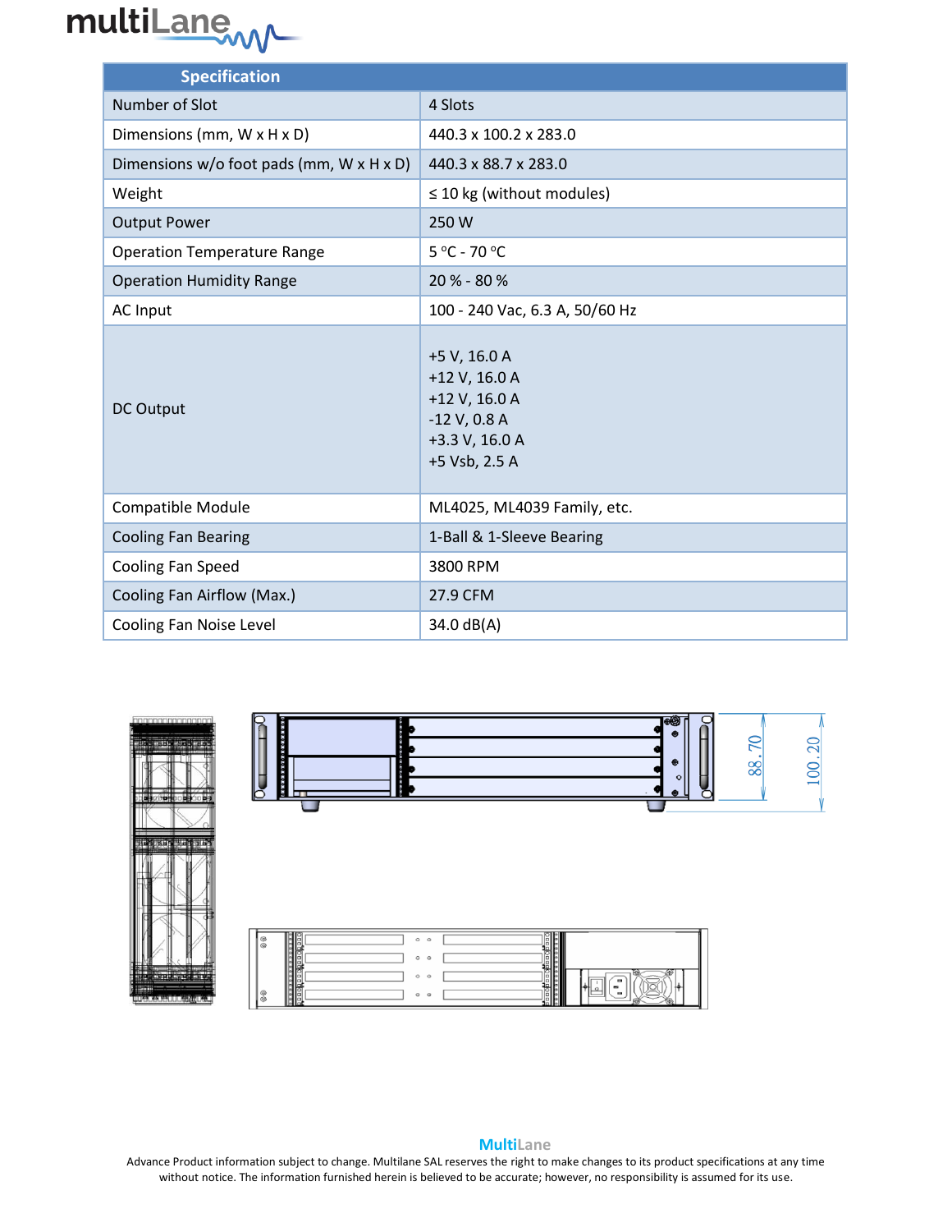| Specification | |
|---|---|
| Number of Slot | 4 Slots |
| Dimensions (mm, W x H x D) | 440.3 x 100.2 x 283.0 |
| Dimensions w/o foot pads (mm, W x H x D) | 440.3 x 88.7 x 283.0 |
| Weight | ≤ 10 kg (without modules) |
| Output Power | 250 W |
| Operation Temperature Range | 5 °C - 70 °C |
| Operation Humidity Range | 20 % - 80 % |
| AC Input | 100 - 240 Vac, 6.3 A, 50/60 Hz |
| DC Output | +5 V, 16.0 A<br>+12 V, 16.0 A<br>+12 V, 16.0 A<br>-12 V, 0.8 A<br>+3.3 V, 16.0 A<br>+5 Vsb, 2.5 A |
| Compatible Module | ML4025, ML4039 Family, etc. |
| Cooling Fan Bearing | 1-Ball & 1-Sleeve Bearing |
| Cooling Fan Speed | 3800 RPM |
| Cooling Fan Airflow (Max.) | 27.9 CFM |
| Cooling Fan Noise Level | 34.0 dB(A) |

88.70

100.20

**MultiLane**

Advance Product information subject to change. Multilane SAL reserves the right to make changes to its product specifications at any time without notice. The information furnished herein is believed to be accurate; however, no responsibility is assumed for its use.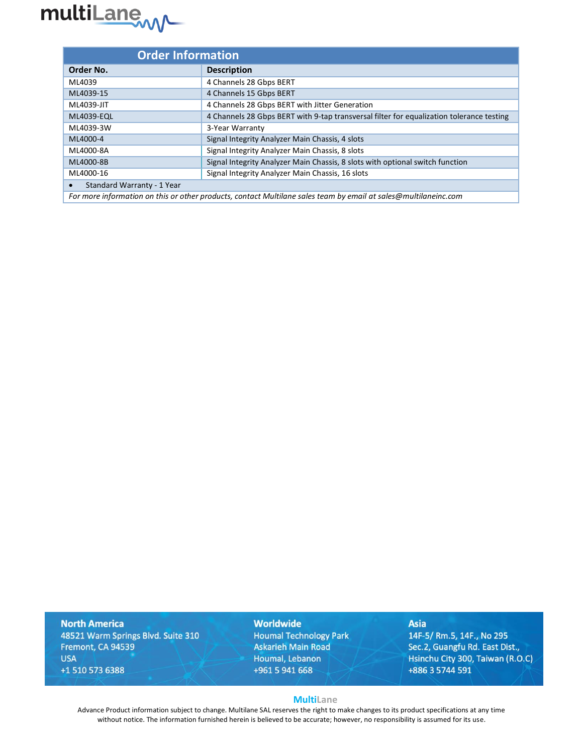| Order Information | |
|---|---|
| **Order No.** | **Description** |
| ML4039 | 4 Channels 28 Gbps BERT |
| ML4039-15 | 4 Channels 15 Gbps BERT |
| ML4039-JIT | 4 Channels 28 Gbps BERT with Jitter Generation |
| ML4039-EQL | 4 Channels 28 Gbps BERT with 9-tap transversal filter for equalization tolerance testing |
| ML4039-3W | 3-Year Warranty |
| ML4000-4 | Signal Integrity Analyzer Main Chassis, 4 slots |
| ML4000-8A | Signal Integrity Analyzer Main Chassis, 8 slots |
| ML4000-8B | Signal Integrity Analyzer Main Chassis, 8 slots with optional switch function |
| ML4000-16 | Signal Integrity Analyzer Main Chassis, 16 slots |
| • Standard Warranty - 1 Year | |
| *For more information on this or other products, contact Multilane sales team by email at sales@multilaneinc.com* | |

**North America**
48521 Warm Springs Blvd. Suite 310
Fremont, CA 94539
USA
+1 510 573 6388

**Worldwide**
Houmal Technology Park
Askarieh Main Road
Houmal, Lebanon
+961 5 941 668

**Asia**
14F-5/ Rm.5, 14F., No 295
Sec.2, Guangfu Rd. East Dist.,
Hsinchu City 300, Taiwan (R.O.C)
+886 3 5744 591

**MultiLane**

Advance Product information subject to change. Multilane SAL reserves the right to make changes to its product specifications at any time without notice. The information furnished herein is believed to be accurate; however, no responsibility is assumed for its use.